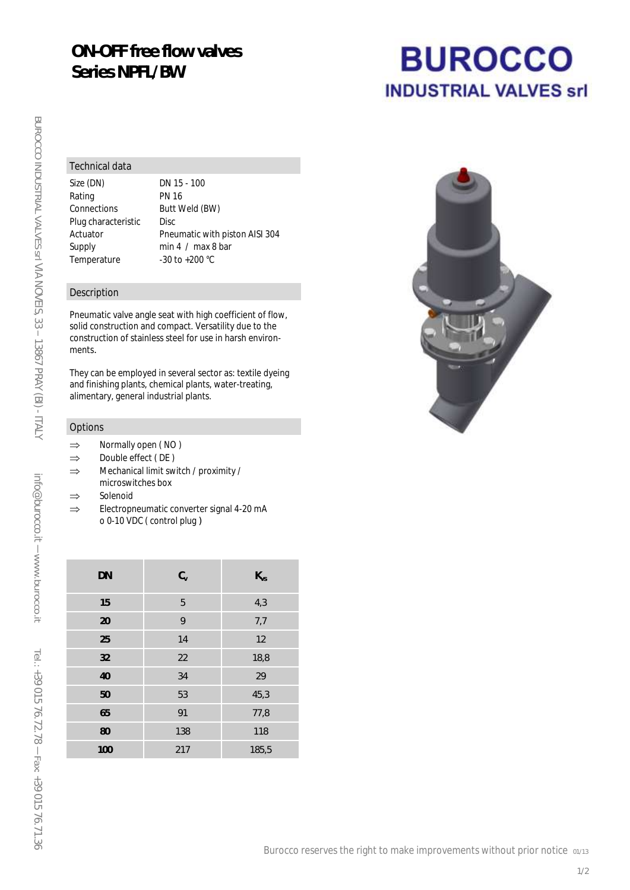# ON-OFF free flow valves
# Series NPFL/BW

BUROCCO
INDUSTRIAL VALVES srl

BUROCCO INDUSTRIAL VALVES srl VIA NOVEIS, 33 — 13867 PRAY (BI) - ITALY    info@burocco.it — www.burocco.it    Tel.: +39 015 76.72.78 — Fax +39 015 76.71.36

## Technical data

| | |
|---|---|
| Size (DN) | DN 15 - 100 |
| Rating | PN 16 |
| Connections | Butt Weld (BW) |
| Plug characteristic | Disc |
| Actuator | Pneumatic with piston AISI 304 |
| Supply | min 4 / max 8 bar |
| Temperature | -30 to +200 °C |

## Description

Pneumatic valve angle seat with high coefficient of flow, solid construction and compact. Versatility due to the construction of stainless steel for use in harsh environments.

They can be employed in several sector as: textile dyeing and finishing plants, chemical plants, water-treating, alimentary, general industrial plants.

## Options

- ⇒ Normally open ( NO )
- ⇒ Double effect ( DE )
- ⇒ Mechanical limit switch / proximity / microswitches box
- ⇒ Solenoid
- ⇒ Electropneumatic converter signal 4-20 mA o 0-10 VDC ( control plug )

| DN | $C_v$ | $K_{vs}$ |
|---|---|---|
| 15 | 5 | 4,3 |
| 20 | 9 | 7,7 |
| 25 | 14 | 12 |
| 32 | 22 | 18,8 |
| 40 | 34 | 29 |
| 50 | 53 | 45,3 |
| 65 | 91 | 77,8 |
| 80 | 138 | 118 |
| 100 | 217 | 185,5 |

Burocco reserves the right to make improvements without prior notice 01/13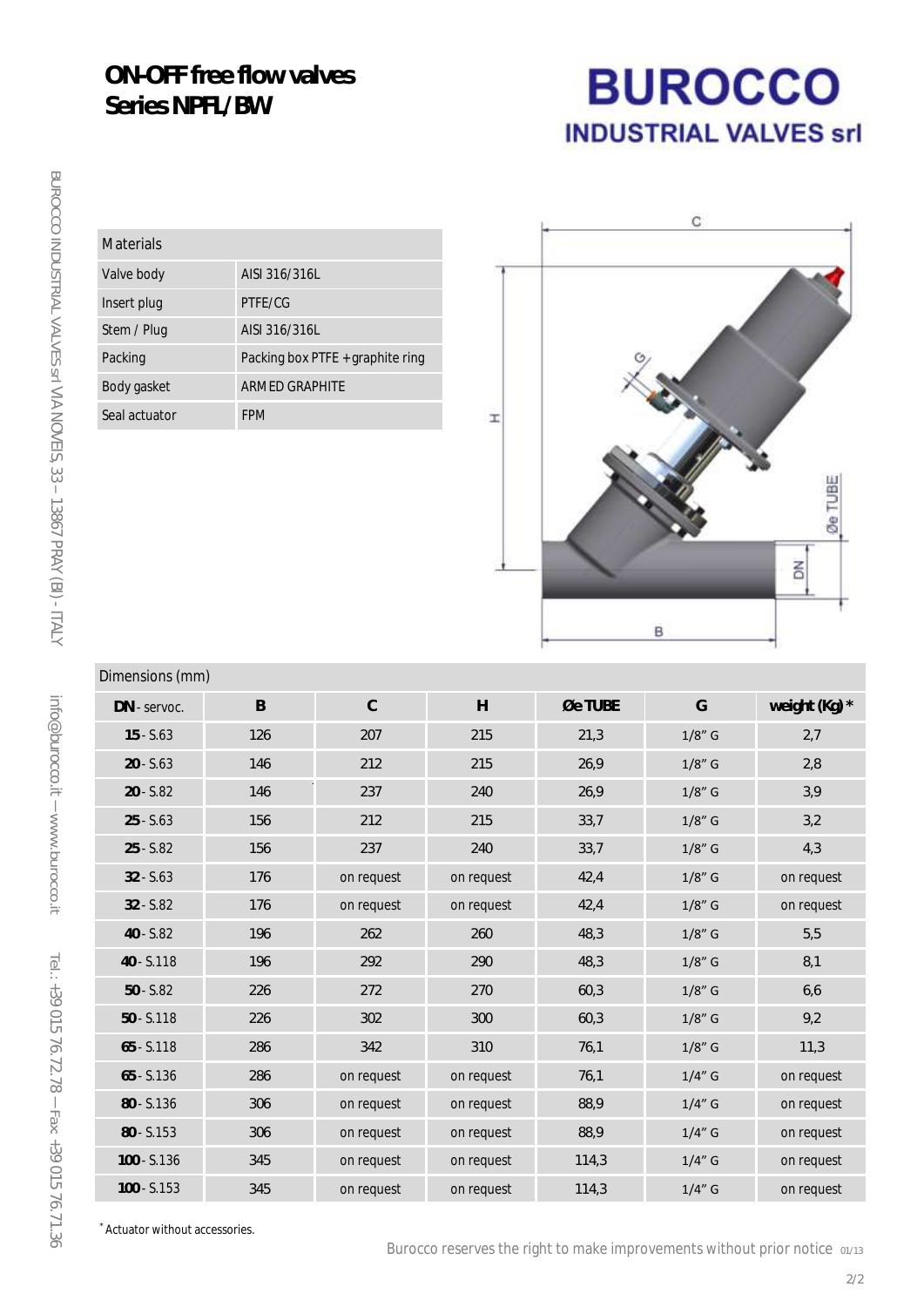# ON-OFF free flow valves
# Series NPFL/BW

BUROCCO INDUSTRIAL VALVES srl

| Materials | |
|---|---|
| Valve body | AISI 316/316L |
| Insert plug | PTFE/CG |
| Stem / Plug | AISI 316/316L |
| Packing | Packing box PTFE + graphite ring |
| Body gasket | ARMED GRAPHITE |
| Seal actuator | FPM |

C

G

H

Øe TUBE

DN

B

Dimensions (mm)

| DN - servoc. | B | C | H | Øe TUBE | G | weight (Kg) * |
|---|---|---|---|---|---|---|
| 15 - S.63 | 126 | 207 | 215 | 21,3 | 1/8" G | 2,7 |
| 20 - S.63 | 146 | 212 | 215 | 26,9 | 1/8" G | 2,8 |
| 20 - S.82 | 146 | 237 | 240 | 26,9 | 1/8" G | 3,9 |
| 25 - S.63 | 156 | 212 | 215 | 33,7 | 1/8" G | 3,2 |
| 25 - S.82 | 156 | 237 | 240 | 33,7 | 1/8" G | 4,3 |
| 32 - S.63 | 176 | on request | on request | 42,4 | 1/8" G | on request |
| 32 - S.82 | 176 | on request | on request | 42,4 | 1/8" G | on request |
| 40 - S.82 | 196 | 262 | 260 | 48,3 | 1/8" G | 5,5 |
| 40 - S.118 | 196 | 292 | 290 | 48,3 | 1/8" G | 8,1 |
| 50 - S.82 | 226 | 272 | 270 | 60,3 | 1/8" G | 6,6 |
| 50 - S.118 | 226 | 302 | 300 | 60,3 | 1/8" G | 9,2 |
| 65 - S.118 | 286 | 342 | 310 | 76,1 | 1/8" G | 11,3 |
| 65 - S.136 | 286 | on request | on request | 76,1 | 1/4" G | on request |
| 80 - S.136 | 306 | on request | on request | 88,9 | 1/4" G | on request |
| 80 - S.153 | 306 | on request | on request | 88,9 | 1/4" G | on request |
| 100 - S.136 | 345 | on request | on request | 114,3 | 1/4" G | on request |
| 100 - S.153 | 345 | on request | on request | 114,3 | 1/4" G | on request |

* Actuator without accessories.

Burocco reserves the right to make improvements without prior notice 01/13

BUROCCO INDUSTRIAL VALVES srl VIA NOVEIS, 33 – 13867 PRAY (BI) - ITALY info@burocco.it – www.burocco.it Tel.: +39 015 76.72.78 – Fax +39 015 76.71.36